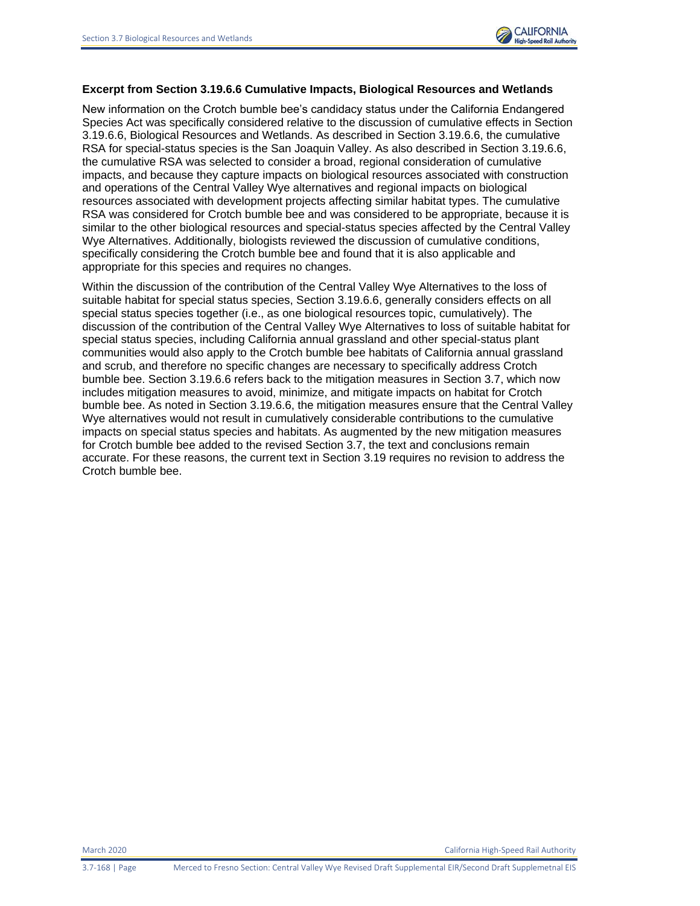**Excerpt from Section 3.19.6.6 Cumulative Impacts, Biological Resources and Wetlands**

New information on the Crotch bumble bee's candidacy status under the California Endangered Species Act was specifically considered relative to the discussion of cumulative effects in Section 3.19.6.6, Biological Resources and Wetlands. As described in Section 3.19.6.6, the cumulative RSA for special-status species is the San Joaquin Valley. As also described in Section 3.19.6.6, the cumulative RSA was selected to consider a broad, regional consideration of cumulative impacts, and because they capture impacts on biological resources associated with construction and operations of the Central Valley Wye alternatives and regional impacts on biological resources associated with development projects affecting similar habitat types. The cumulative RSA was considered for Crotch bumble bee and was considered to be appropriate, because it is similar to the other biological resources and special-status species affected by the Central Valley Wye Alternatives. Additionally, biologists reviewed the discussion of cumulative conditions, specifically considering the Crotch bumble bee and found that it is also applicable and appropriate for this species and requires no changes.

Within the discussion of the contribution of the Central Valley Wye Alternatives to the loss of suitable habitat for special status species, Section 3.19.6.6, generally considers effects on all special status species together (i.e., as one biological resources topic, cumulatively). The discussion of the contribution of the Central Valley Wye Alternatives to loss of suitable habitat for special status species, including California annual grassland and other special-status plant communities would also apply to the Crotch bumble bee habitats of California annual grassland and scrub, and therefore no specific changes are necessary to specifically address Crotch bumble bee. Section 3.19.6.6 refers back to the mitigation measures in Section 3.7, which now includes mitigation measures to avoid, minimize, and mitigate impacts on habitat for Crotch bumble bee. As noted in Section 3.19.6.6, the mitigation measures ensure that the Central Valley Wye alternatives would not result in cumulatively considerable contributions to the cumulative impacts on special status species and habitats. As augmented by the new mitigation measures for Crotch bumble bee added to the revised Section 3.7, the text and conclusions remain accurate. For these reasons, the current text in Section 3.19 requires no revision to address the Crotch bumble bee.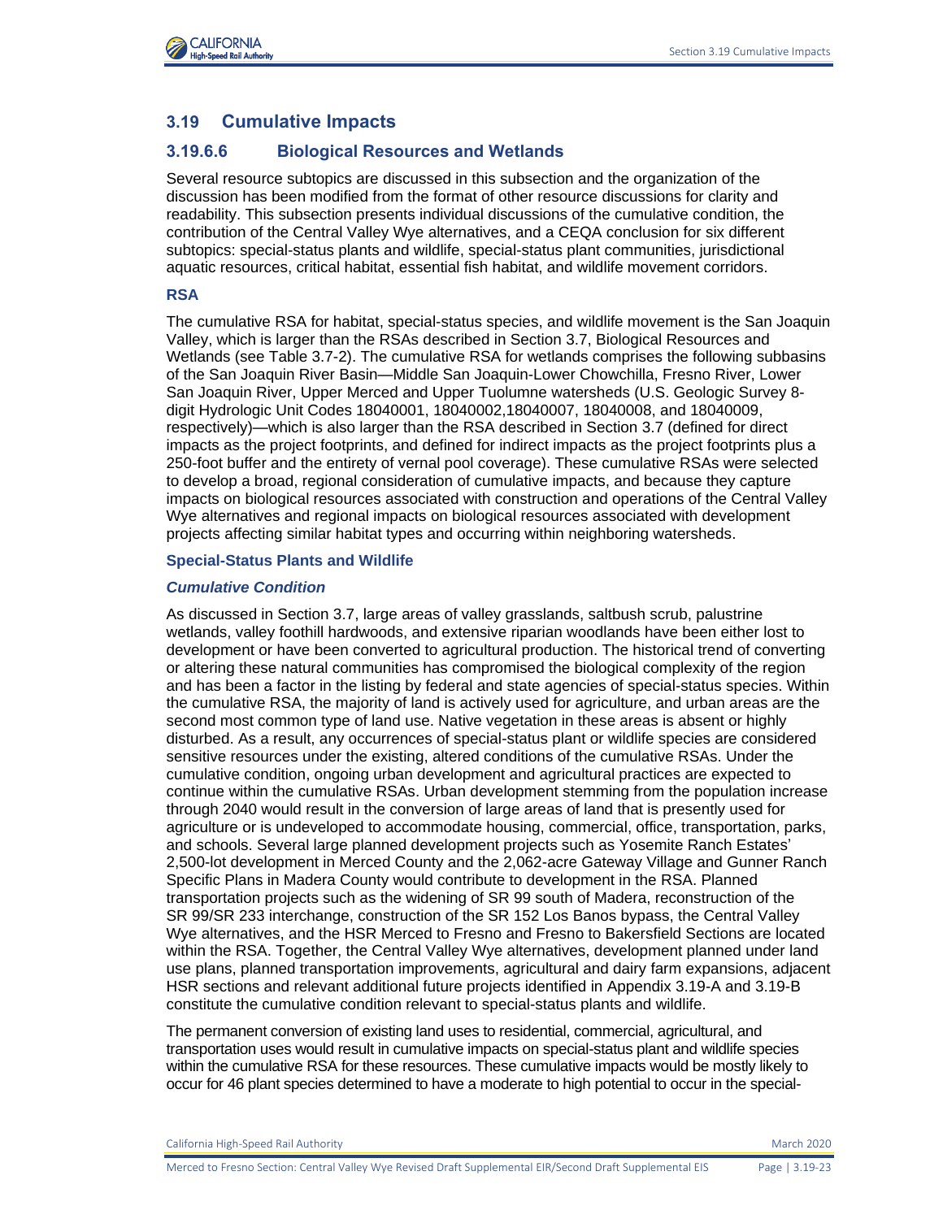## 3.19 Cumulative Impacts

### 3.19.6.6 Biological Resources and Wetlands

Several resource subtopics are discussed in this subsection and the organization of the discussion has been modified from the format of other resource discussions for clarity and readability. This subsection presents individual discussions of the cumulative condition, the contribution of the Central Valley Wye alternatives, and a CEQA conclusion for six different subtopics: special-status plants and wildlife, special-status plant communities, jurisdictional aquatic resources, critical habitat, essential fish habitat, and wildlife movement corridors.

#### RSA

The cumulative RSA for habitat, special-status species, and wildlife movement is the San Joaquin Valley, which is larger than the RSAs described in Section 3.7, Biological Resources and Wetlands (see Table 3.7-2). The cumulative RSA for wetlands comprises the following subbasins of the San Joaquin River Basin—Middle San Joaquin-Lower Chowchilla, Fresno River, Lower San Joaquin River, Upper Merced and Upper Tuolumne watersheds (U.S. Geologic Survey 8-digit Hydrologic Unit Codes 18040001, 18040002,18040007, 18040008, and 18040009, respectively)—which is also larger than the RSA described in Section 3.7 (defined for direct impacts as the project footprints, and defined for indirect impacts as the project footprints plus a 250-foot buffer and the entirety of vernal pool coverage). These cumulative RSAs were selected to develop a broad, regional consideration of cumulative impacts, and because they capture impacts on biological resources associated with construction and operations of the Central Valley Wye alternatives and regional impacts on biological resources associated with development projects affecting similar habitat types and occurring within neighboring watersheds.

#### Special-Status Plants and Wildlife

##### *Cumulative Condition*

As discussed in Section 3.7, large areas of valley grasslands, saltbush scrub, palustrine wetlands, valley foothill hardwoods, and extensive riparian woodlands have been either lost to development or have been converted to agricultural production. The historical trend of converting or altering these natural communities has compromised the biological complexity of the region and has been a factor in the listing by federal and state agencies of special-status species. Within the cumulative RSA, the majority of land is actively used for agriculture, and urban areas are the second most common type of land use. Native vegetation in these areas is absent or highly disturbed. As a result, any occurrences of special-status plant or wildlife species are considered sensitive resources under the existing, altered conditions of the cumulative RSAs. Under the cumulative condition, ongoing urban development and agricultural practices are expected to continue within the cumulative RSAs. Urban development stemming from the population increase through 2040 would result in the conversion of large areas of land that is presently used for agriculture or is undeveloped to accommodate housing, commercial, office, transportation, parks, and schools. Several large planned development projects such as Yosemite Ranch Estates' 2,500-lot development in Merced County and the 2,062-acre Gateway Village and Gunner Ranch Specific Plans in Madera County would contribute to development in the RSA. Planned transportation projects such as the widening of SR 99 south of Madera, reconstruction of the SR 99/SR 233 interchange, construction of the SR 152 Los Banos bypass, the Central Valley Wye alternatives, and the HSR Merced to Fresno and Fresno to Bakersfield Sections are located within the RSA. Together, the Central Valley Wye alternatives, development planned under land use plans, planned transportation improvements, agricultural and dairy farm expansions, adjacent HSR sections and relevant additional future projects identified in Appendix 3.19-A and 3.19-B constitute the cumulative condition relevant to special-status plants and wildlife.

The permanent conversion of existing land uses to residential, commercial, agricultural, and transportation uses would result in cumulative impacts on special-status plant and wildlife species within the cumulative RSA for these resources. These cumulative impacts would be mostly likely to occur for 46 plant species determined to have a moderate to high potential to occur in the special-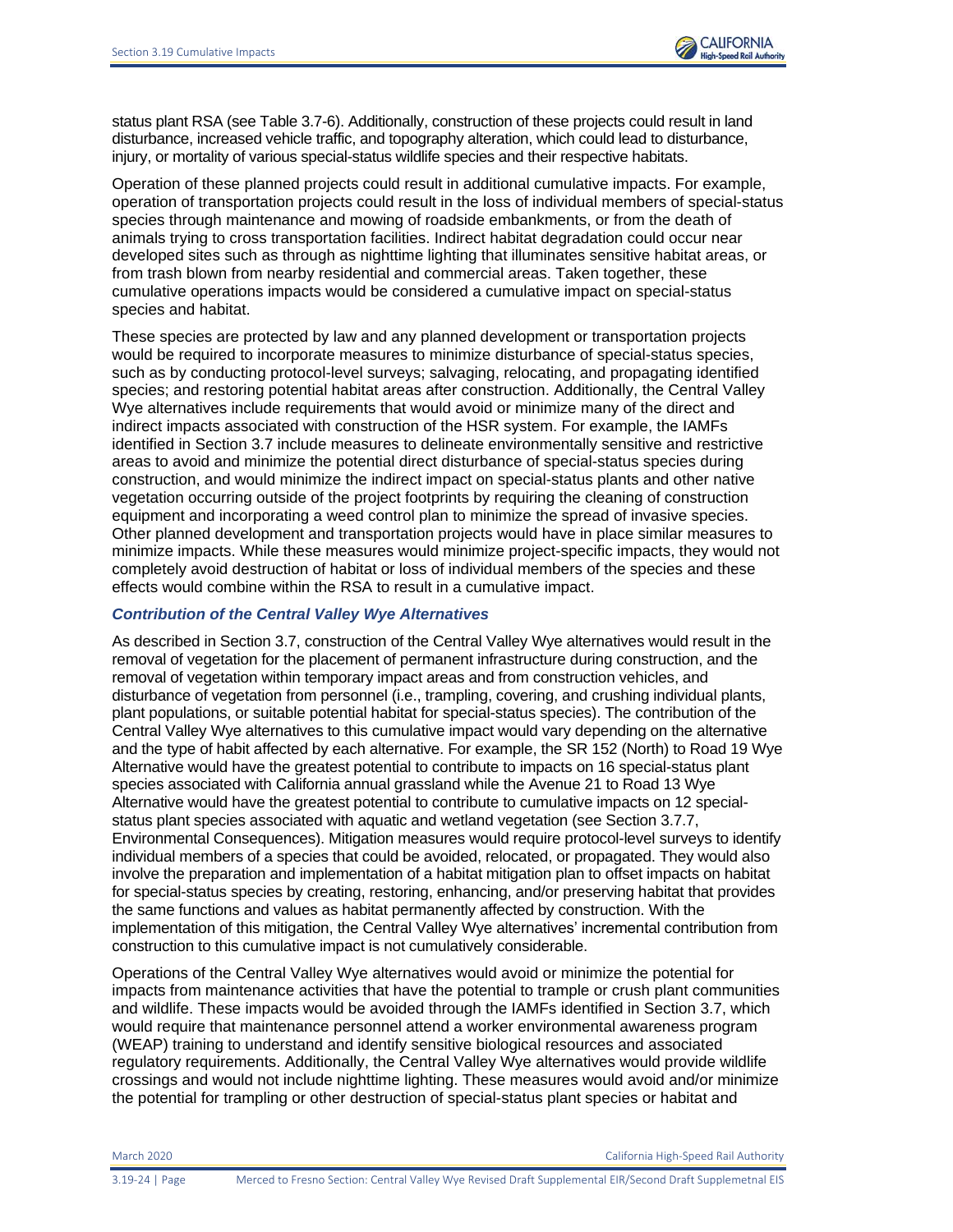status plant RSA (see Table 3.7-6). Additionally, construction of these projects could result in land disturbance, increased vehicle traffic, and topography alteration, which could lead to disturbance, injury, or mortality of various special-status wildlife species and their respective habitats.

Operation of these planned projects could result in additional cumulative impacts. For example, operation of transportation projects could result in the loss of individual members of special-status species through maintenance and mowing of roadside embankments, or from the death of animals trying to cross transportation facilities. Indirect habitat degradation could occur near developed sites such as through as nighttime lighting that illuminates sensitive habitat areas, or from trash blown from nearby residential and commercial areas. Taken together, these cumulative operations impacts would be considered a cumulative impact on special-status species and habitat.

These species are protected by law and any planned development or transportation projects would be required to incorporate measures to minimize disturbance of special-status species, such as by conducting protocol-level surveys; salvaging, relocating, and propagating identified species; and restoring potential habitat areas after construction. Additionally, the Central Valley Wye alternatives include requirements that would avoid or minimize many of the direct and indirect impacts associated with construction of the HSR system. For example, the IAMFs identified in Section 3.7 include measures to delineate environmentally sensitive and restrictive areas to avoid and minimize the potential direct disturbance of special-status species during construction, and would minimize the indirect impact on special-status plants and other native vegetation occurring outside of the project footprints by requiring the cleaning of construction equipment and incorporating a weed control plan to minimize the spread of invasive species. Other planned development and transportation projects would have in place similar measures to minimize impacts. While these measures would minimize project-specific impacts, they would not completely avoid destruction of habitat or loss of individual members of the species and these effects would combine within the RSA to result in a cumulative impact.

#### *Contribution of the Central Valley Wye Alternatives*

As described in Section 3.7, construction of the Central Valley Wye alternatives would result in the removal of vegetation for the placement of permanent infrastructure during construction, and the removal of vegetation within temporary impact areas and from construction vehicles, and disturbance of vegetation from personnel (i.e., trampling, covering, and crushing individual plants, plant populations, or suitable potential habitat for special-status species). The contribution of the Central Valley Wye alternatives to this cumulative impact would vary depending on the alternative and the type of habit affected by each alternative. For example, the SR 152 (North) to Road 19 Wye Alternative would have the greatest potential to contribute to impacts on 16 special-status plant species associated with California annual grassland while the Avenue 21 to Road 13 Wye Alternative would have the greatest potential to contribute to cumulative impacts on 12 special-status plant species associated with aquatic and wetland vegetation (see Section 3.7.7, Environmental Consequences). Mitigation measures would require protocol-level surveys to identify individual members of a species that could be avoided, relocated, or propagated. They would also involve the preparation and implementation of a habitat mitigation plan to offset impacts on habitat for special-status species by creating, restoring, enhancing, and/or preserving habitat that provides the same functions and values as habitat permanently affected by construction. With the implementation of this mitigation, the Central Valley Wye alternatives' incremental contribution from construction to this cumulative impact is not cumulatively considerable.

Operations of the Central Valley Wye alternatives would avoid or minimize the potential for impacts from maintenance activities that have the potential to trample or crush plant communities and wildlife. These impacts would be avoided through the IAMFs identified in Section 3.7, which would require that maintenance personnel attend a worker environmental awareness program (WEAP) training to understand and identify sensitive biological resources and associated regulatory requirements. Additionally, the Central Valley Wye alternatives would provide wildlife crossings and would not include nighttime lighting. These measures would avoid and/or minimize the potential for trampling or other destruction of special-status plant species or habitat and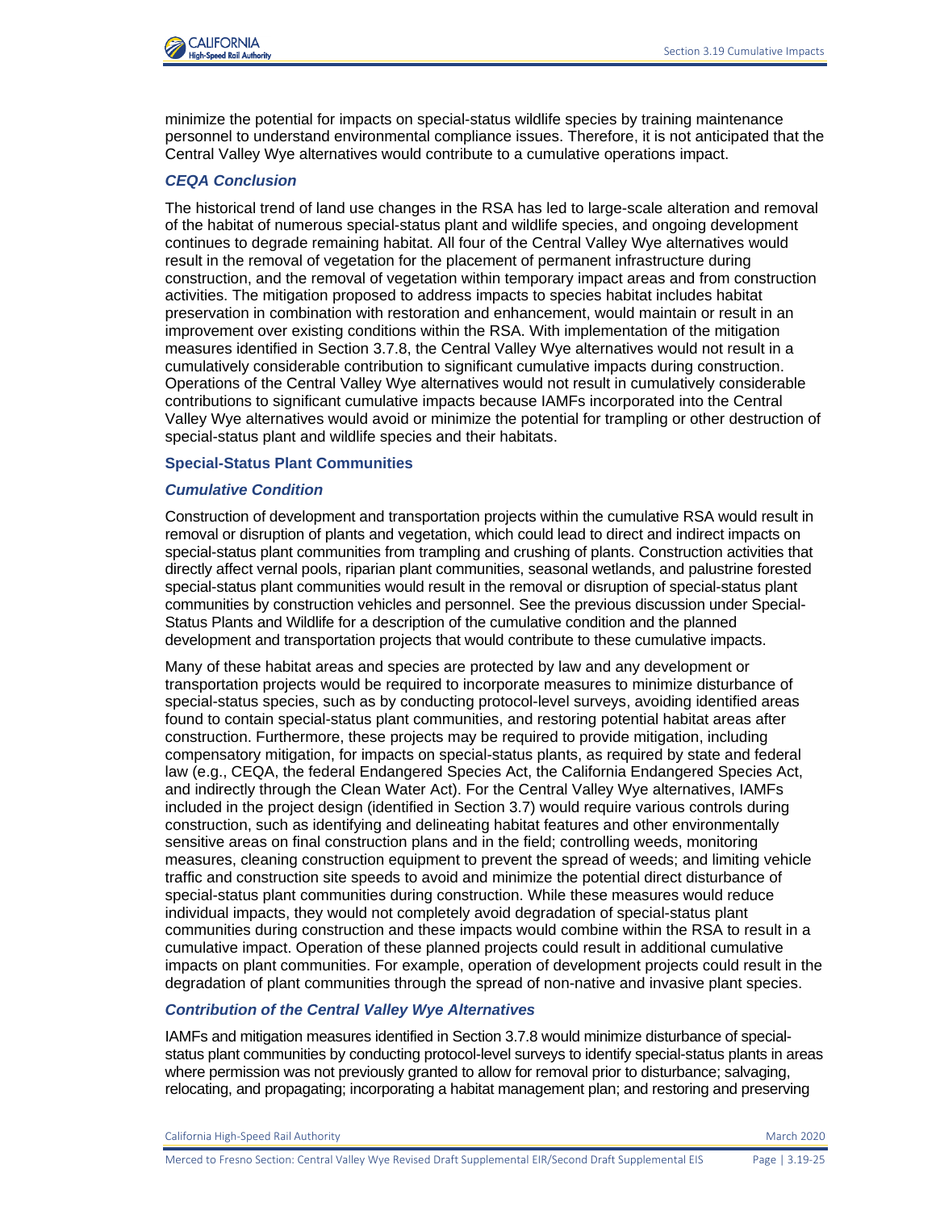minimize the potential for impacts on special-status wildlife species by training maintenance personnel to understand environmental compliance issues. Therefore, it is not anticipated that the Central Valley Wye alternatives would contribute to a cumulative operations impact.

#### *CEQA Conclusion*

The historical trend of land use changes in the RSA has led to large-scale alteration and removal of the habitat of numerous special-status plant and wildlife species, and ongoing development continues to degrade remaining habitat. All four of the Central Valley Wye alternatives would result in the removal of vegetation for the placement of permanent infrastructure during construction, and the removal of vegetation within temporary impact areas and from construction activities. The mitigation proposed to address impacts to species habitat includes habitat preservation in combination with restoration and enhancement, would maintain or result in an improvement over existing conditions within the RSA. With implementation of the mitigation measures identified in Section 3.7.8, the Central Valley Wye alternatives would not result in a cumulatively considerable contribution to significant cumulative impacts during construction. Operations of the Central Valley Wye alternatives would not result in cumulatively considerable contributions to significant cumulative impacts because IAMFs incorporated into the Central Valley Wye alternatives would avoid or minimize the potential for trampling or other destruction of special-status plant and wildlife species and their habitats.

### Special-Status Plant Communities

#### *Cumulative Condition*

Construction of development and transportation projects within the cumulative RSA would result in removal or disruption of plants and vegetation, which could lead to direct and indirect impacts on special-status plant communities from trampling and crushing of plants. Construction activities that directly affect vernal pools, riparian plant communities, seasonal wetlands, and palustrine forested special-status plant communities would result in the removal or disruption of special-status plant communities by construction vehicles and personnel. See the previous discussion under Special-Status Plants and Wildlife for a description of the cumulative condition and the planned development and transportation projects that would contribute to these cumulative impacts.

Many of these habitat areas and species are protected by law and any development or transportation projects would be required to incorporate measures to minimize disturbance of special-status species, such as by conducting protocol-level surveys, avoiding identified areas found to contain special-status plant communities, and restoring potential habitat areas after construction. Furthermore, these projects may be required to provide mitigation, including compensatory mitigation, for impacts on special-status plants, as required by state and federal law (e.g., CEQA, the federal Endangered Species Act, the California Endangered Species Act, and indirectly through the Clean Water Act). For the Central Valley Wye alternatives, IAMFs included in the project design (identified in Section 3.7) would require various controls during construction, such as identifying and delineating habitat features and other environmentally sensitive areas on final construction plans and in the field; controlling weeds, monitoring measures, cleaning construction equipment to prevent the spread of weeds; and limiting vehicle traffic and construction site speeds to avoid and minimize the potential direct disturbance of special-status plant communities during construction. While these measures would reduce individual impacts, they would not completely avoid degradation of special-status plant communities during construction and these impacts would combine within the RSA to result in a cumulative impact. Operation of these planned projects could result in additional cumulative impacts on plant communities. For example, operation of development projects could result in the degradation of plant communities through the spread of non-native and invasive plant species.

#### *Contribution of the Central Valley Wye Alternatives*

IAMFs and mitigation measures identified in Section 3.7.8 would minimize disturbance of special-status plant communities by conducting protocol-level surveys to identify special-status plants in areas where permission was not previously granted to allow for removal prior to disturbance; salvaging, relocating, and propagating; incorporating a habitat management plan; and restoring and preserving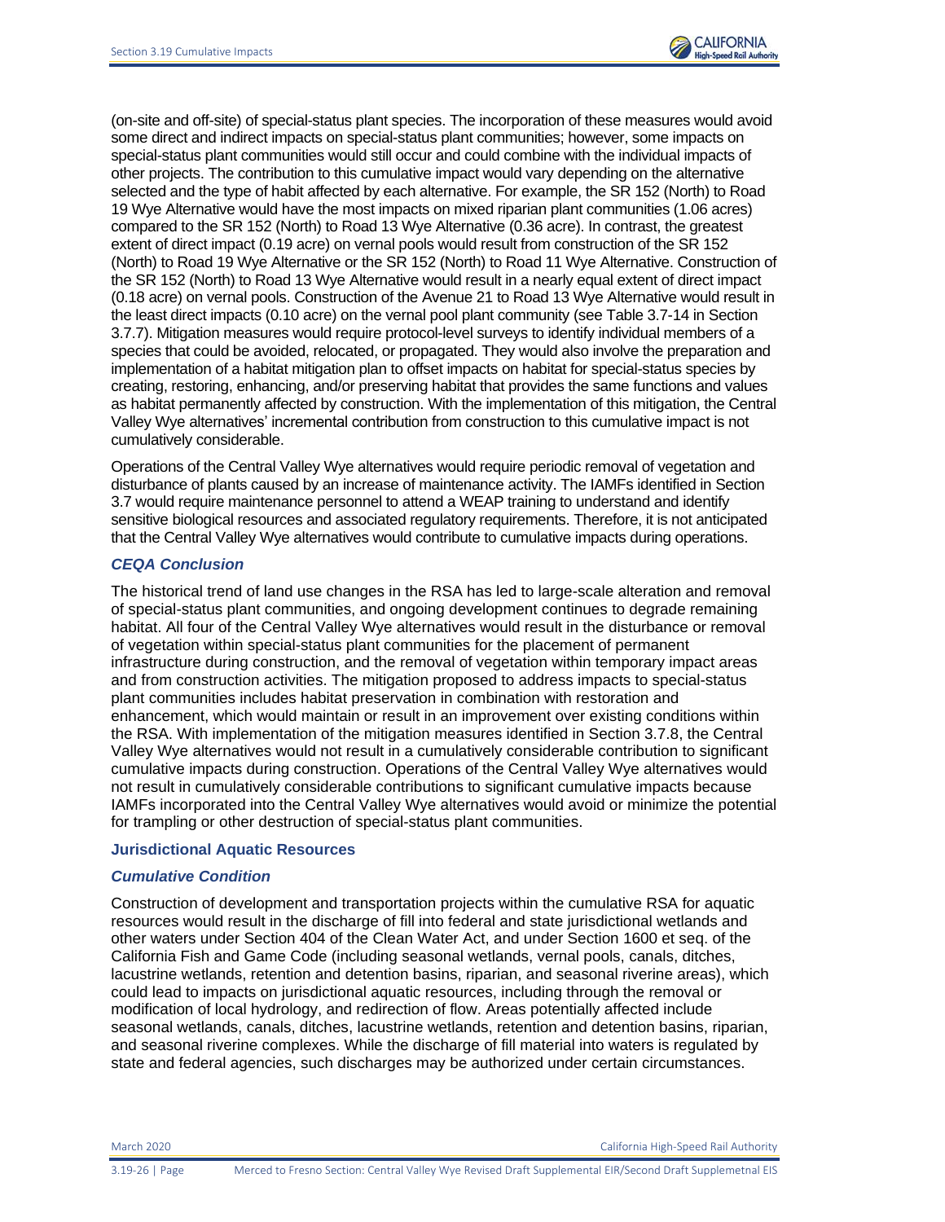(on-site and off-site) of special-status plant species. The incorporation of these measures would avoid some direct and indirect impacts on special-status plant communities; however, some impacts on special-status plant communities would still occur and could combine with the individual impacts of other projects. The contribution to this cumulative impact would vary depending on the alternative selected and the type of habit affected by each alternative. For example, the SR 152 (North) to Road 19 Wye Alternative would have the most impacts on mixed riparian plant communities (1.06 acres) compared to the SR 152 (North) to Road 13 Wye Alternative (0.36 acre). In contrast, the greatest extent of direct impact (0.19 acre) on vernal pools would result from construction of the SR 152 (North) to Road 19 Wye Alternative or the SR 152 (North) to Road 11 Wye Alternative. Construction of the SR 152 (North) to Road 13 Wye Alternative would result in a nearly equal extent of direct impact (0.18 acre) on vernal pools. Construction of the Avenue 21 to Road 13 Wye Alternative would result in the least direct impacts (0.10 acre) on the vernal pool plant community (see Table 3.7-14 in Section 3.7.7). Mitigation measures would require protocol-level surveys to identify individual members of a species that could be avoided, relocated, or propagated. They would also involve the preparation and implementation of a habitat mitigation plan to offset impacts on habitat for special-status species by creating, restoring, enhancing, and/or preserving habitat that provides the same functions and values as habitat permanently affected by construction. With the implementation of this mitigation, the Central Valley Wye alternatives' incremental contribution from construction to this cumulative impact is not cumulatively considerable.

Operations of the Central Valley Wye alternatives would require periodic removal of vegetation and disturbance of plants caused by an increase of maintenance activity. The IAMFs identified in Section 3.7 would require maintenance personnel to attend a WEAP training to understand and identify sensitive biological resources and associated regulatory requirements. Therefore, it is not anticipated that the Central Valley Wye alternatives would contribute to cumulative impacts during operations.

#### *CEQA Conclusion*

The historical trend of land use changes in the RSA has led to large-scale alteration and removal of special-status plant communities, and ongoing development continues to degrade remaining habitat. All four of the Central Valley Wye alternatives would result in the disturbance or removal of vegetation within special-status plant communities for the placement of permanent infrastructure during construction, and the removal of vegetation within temporary impact areas and from construction activities. The mitigation proposed to address impacts to special-status plant communities includes habitat preservation in combination with restoration and enhancement, which would maintain or result in an improvement over existing conditions within the RSA. With implementation of the mitigation measures identified in Section 3.7.8, the Central Valley Wye alternatives would not result in a cumulatively considerable contribution to significant cumulative impacts during construction. Operations of the Central Valley Wye alternatives would not result in cumulatively considerable contributions to significant cumulative impacts because IAMFs incorporated into the Central Valley Wye alternatives would avoid or minimize the potential for trampling or other destruction of special-status plant communities.

### Jurisdictional Aquatic Resources

#### *Cumulative Condition*

Construction of development and transportation projects within the cumulative RSA for aquatic resources would result in the discharge of fill into federal and state jurisdictional wetlands and other waters under Section 404 of the Clean Water Act, and under Section 1600 et seq. of the California Fish and Game Code (including seasonal wetlands, vernal pools, canals, ditches, lacustrine wetlands, retention and detention basins, riparian, and seasonal riverine areas), which could lead to impacts on jurisdictional aquatic resources, including through the removal or modification of local hydrology, and redirection of flow. Areas potentially affected include seasonal wetlands, canals, ditches, lacustrine wetlands, retention and detention basins, riparian, and seasonal riverine complexes. While the discharge of fill material into waters is regulated by state and federal agencies, such discharges may be authorized under certain circumstances.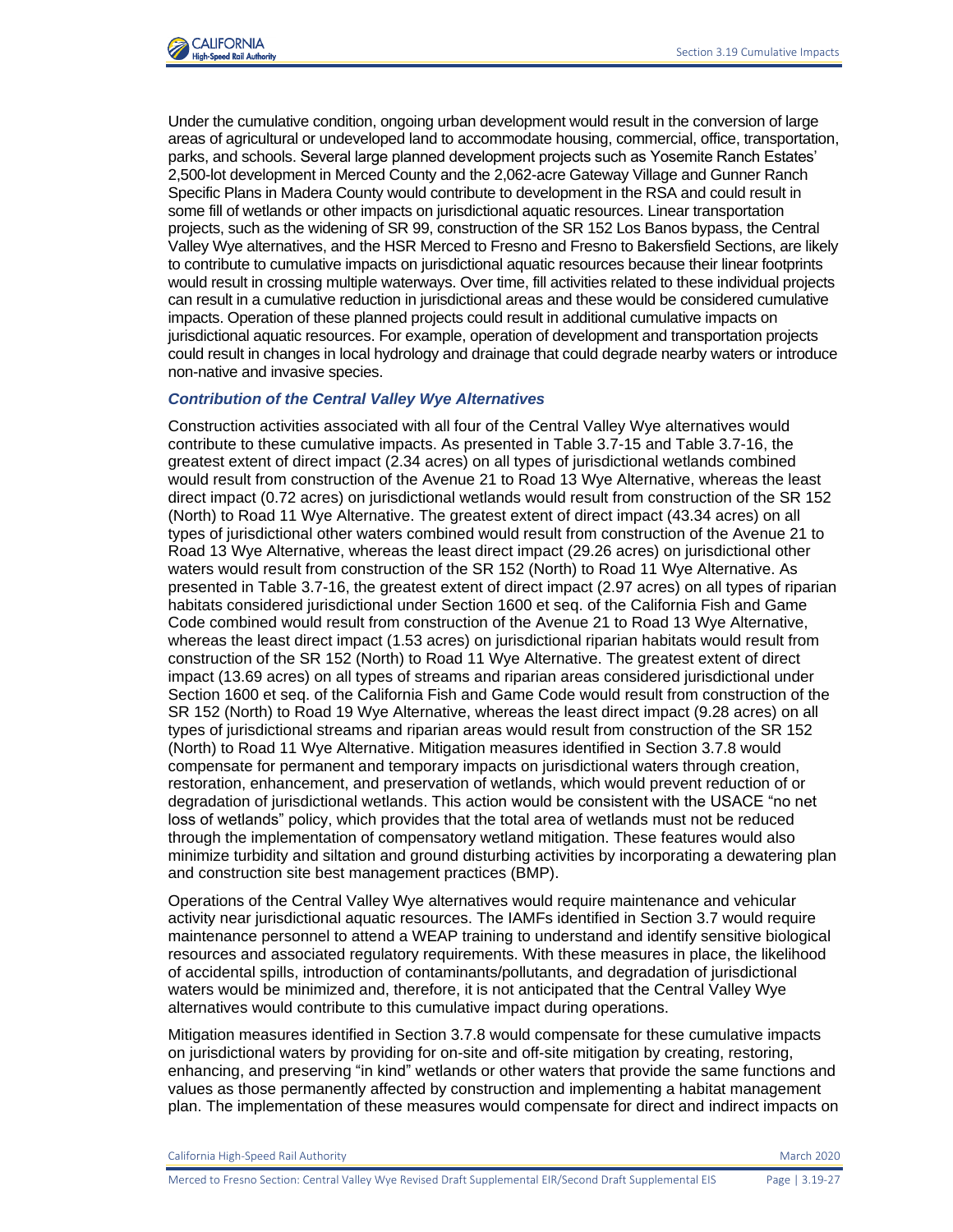Under the cumulative condition, ongoing urban development would result in the conversion of large areas of agricultural or undeveloped land to accommodate housing, commercial, office, transportation, parks, and schools. Several large planned development projects such as Yosemite Ranch Estates' 2,500-lot development in Merced County and the 2,062-acre Gateway Village and Gunner Ranch Specific Plans in Madera County would contribute to development in the RSA and could result in some fill of wetlands or other impacts on jurisdictional aquatic resources. Linear transportation projects, such as the widening of SR 99, construction of the SR 152 Los Banos bypass, the Central Valley Wye alternatives, and the HSR Merced to Fresno and Fresno to Bakersfield Sections, are likely to contribute to cumulative impacts on jurisdictional aquatic resources because their linear footprints would result in crossing multiple waterways. Over time, fill activities related to these individual projects can result in a cumulative reduction in jurisdictional areas and these would be considered cumulative impacts. Operation of these planned projects could result in additional cumulative impacts on jurisdictional aquatic resources. For example, operation of development and transportation projects could result in changes in local hydrology and drainage that could degrade nearby waters or introduce non-native and invasive species.

### *Contribution of the Central Valley Wye Alternatives*

Construction activities associated with all four of the Central Valley Wye alternatives would contribute to these cumulative impacts. As presented in Table 3.7-15 and Table 3.7-16, the greatest extent of direct impact (2.34 acres) on all types of jurisdictional wetlands combined would result from construction of the Avenue 21 to Road 13 Wye Alternative, whereas the least direct impact (0.72 acres) on jurisdictional wetlands would result from construction of the SR 152 (North) to Road 11 Wye Alternative. The greatest extent of direct impact (43.34 acres) on all types of jurisdictional other waters combined would result from construction of the Avenue 21 to Road 13 Wye Alternative, whereas the least direct impact (29.26 acres) on jurisdictional other waters would result from construction of the SR 152 (North) to Road 11 Wye Alternative. As presented in Table 3.7-16, the greatest extent of direct impact (2.97 acres) on all types of riparian habitats considered jurisdictional under Section 1600 et seq. of the California Fish and Game Code combined would result from construction of the Avenue 21 to Road 13 Wye Alternative, whereas the least direct impact (1.53 acres) on jurisdictional riparian habitats would result from construction of the SR 152 (North) to Road 11 Wye Alternative. The greatest extent of direct impact (13.69 acres) on all types of streams and riparian areas considered jurisdictional under Section 1600 et seq. of the California Fish and Game Code would result from construction of the SR 152 (North) to Road 19 Wye Alternative, whereas the least direct impact (9.28 acres) on all types of jurisdictional streams and riparian areas would result from construction of the SR 152 (North) to Road 11 Wye Alternative. Mitigation measures identified in Section 3.7.8 would compensate for permanent and temporary impacts on jurisdictional waters through creation, restoration, enhancement, and preservation of wetlands, which would prevent reduction of or degradation of jurisdictional wetlands. This action would be consistent with the USACE "no net loss of wetlands" policy, which provides that the total area of wetlands must not be reduced through the implementation of compensatory wetland mitigation. These features would also minimize turbidity and siltation and ground disturbing activities by incorporating a dewatering plan and construction site best management practices (BMP).

Operations of the Central Valley Wye alternatives would require maintenance and vehicular activity near jurisdictional aquatic resources. The IAMFs identified in Section 3.7 would require maintenance personnel to attend a WEAP training to understand and identify sensitive biological resources and associated regulatory requirements. With these measures in place, the likelihood of accidental spills, introduction of contaminants/pollutants, and degradation of jurisdictional waters would be minimized and, therefore, it is not anticipated that the Central Valley Wye alternatives would contribute to this cumulative impact during operations.

Mitigation measures identified in Section 3.7.8 would compensate for these cumulative impacts on jurisdictional waters by providing for on-site and off-site mitigation by creating, restoring, enhancing, and preserving "in kind" wetlands or other waters that provide the same functions and values as those permanently affected by construction and implementing a habitat management plan. The implementation of these measures would compensate for direct and indirect impacts on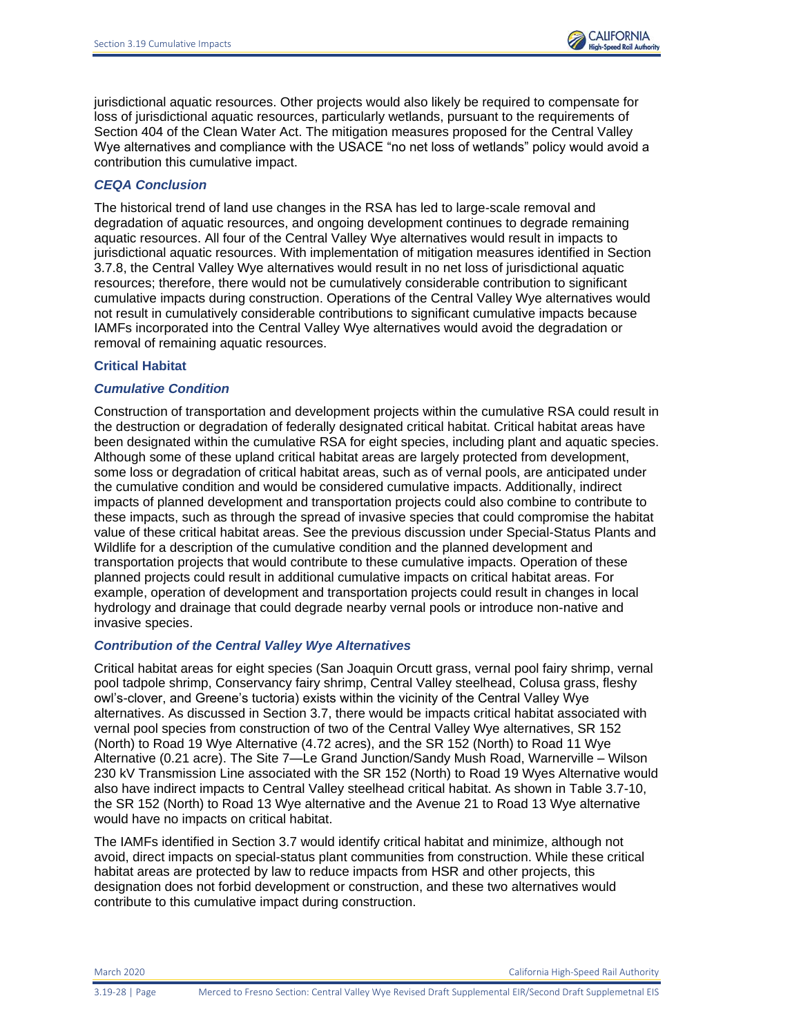jurisdictional aquatic resources. Other projects would also likely be required to compensate for loss of jurisdictional aquatic resources, particularly wetlands, pursuant to the requirements of Section 404 of the Clean Water Act. The mitigation measures proposed for the Central Valley Wye alternatives and compliance with the USACE "no net loss of wetlands" policy would avoid a contribution this cumulative impact.

### *CEQA Conclusion*

The historical trend of land use changes in the RSA has led to large-scale removal and degradation of aquatic resources, and ongoing development continues to degrade remaining aquatic resources. All four of the Central Valley Wye alternatives would result in impacts to jurisdictional aquatic resources. With implementation of mitigation measures identified in Section 3.7.8, the Central Valley Wye alternatives would result in no net loss of jurisdictional aquatic resources; therefore, there would not be cumulatively considerable contribution to significant cumulative impacts during construction. Operations of the Central Valley Wye alternatives would not result in cumulatively considerable contributions to significant cumulative impacts because IAMFs incorporated into the Central Valley Wye alternatives would avoid the degradation or removal of remaining aquatic resources.

## Critical Habitat

### *Cumulative Condition*

Construction of transportation and development projects within the cumulative RSA could result in the destruction or degradation of federally designated critical habitat. Critical habitat areas have been designated within the cumulative RSA for eight species, including plant and aquatic species. Although some of these upland critical habitat areas are largely protected from development, some loss or degradation of critical habitat areas, such as of vernal pools, are anticipated under the cumulative condition and would be considered cumulative impacts. Additionally, indirect impacts of planned development and transportation projects could also combine to contribute to these impacts, such as through the spread of invasive species that could compromise the habitat value of these critical habitat areas. See the previous discussion under Special-Status Plants and Wildlife for a description of the cumulative condition and the planned development and transportation projects that would contribute to these cumulative impacts. Operation of these planned projects could result in additional cumulative impacts on critical habitat areas. For example, operation of development and transportation projects could result in changes in local hydrology and drainage that could degrade nearby vernal pools or introduce non-native and invasive species.

### *Contribution of the Central Valley Wye Alternatives*

Critical habitat areas for eight species (San Joaquin Orcutt grass, vernal pool fairy shrimp, vernal pool tadpole shrimp, Conservancy fairy shrimp, Central Valley steelhead, Colusa grass, fleshy owl's-clover, and Greene's tuctoria) exists within the vicinity of the Central Valley Wye alternatives. As discussed in Section 3.7, there would be impacts critical habitat associated with vernal pool species from construction of two of the Central Valley Wye alternatives, SR 152 (North) to Road 19 Wye Alternative (4.72 acres), and the SR 152 (North) to Road 11 Wye Alternative (0.21 acre). The Site 7—Le Grand Junction/Sandy Mush Road, Warnerville – Wilson 230 kV Transmission Line associated with the SR 152 (North) to Road 19 Wyes Alternative would also have indirect impacts to Central Valley steelhead critical habitat. As shown in Table 3.7-10, the SR 152 (North) to Road 13 Wye alternative and the Avenue 21 to Road 13 Wye alternative would have no impacts on critical habitat.

The IAMFs identified in Section 3.7 would identify critical habitat and minimize, although not avoid, direct impacts on special-status plant communities from construction. While these critical habitat areas are protected by law to reduce impacts from HSR and other projects, this designation does not forbid development or construction, and these two alternatives would contribute to this cumulative impact during construction.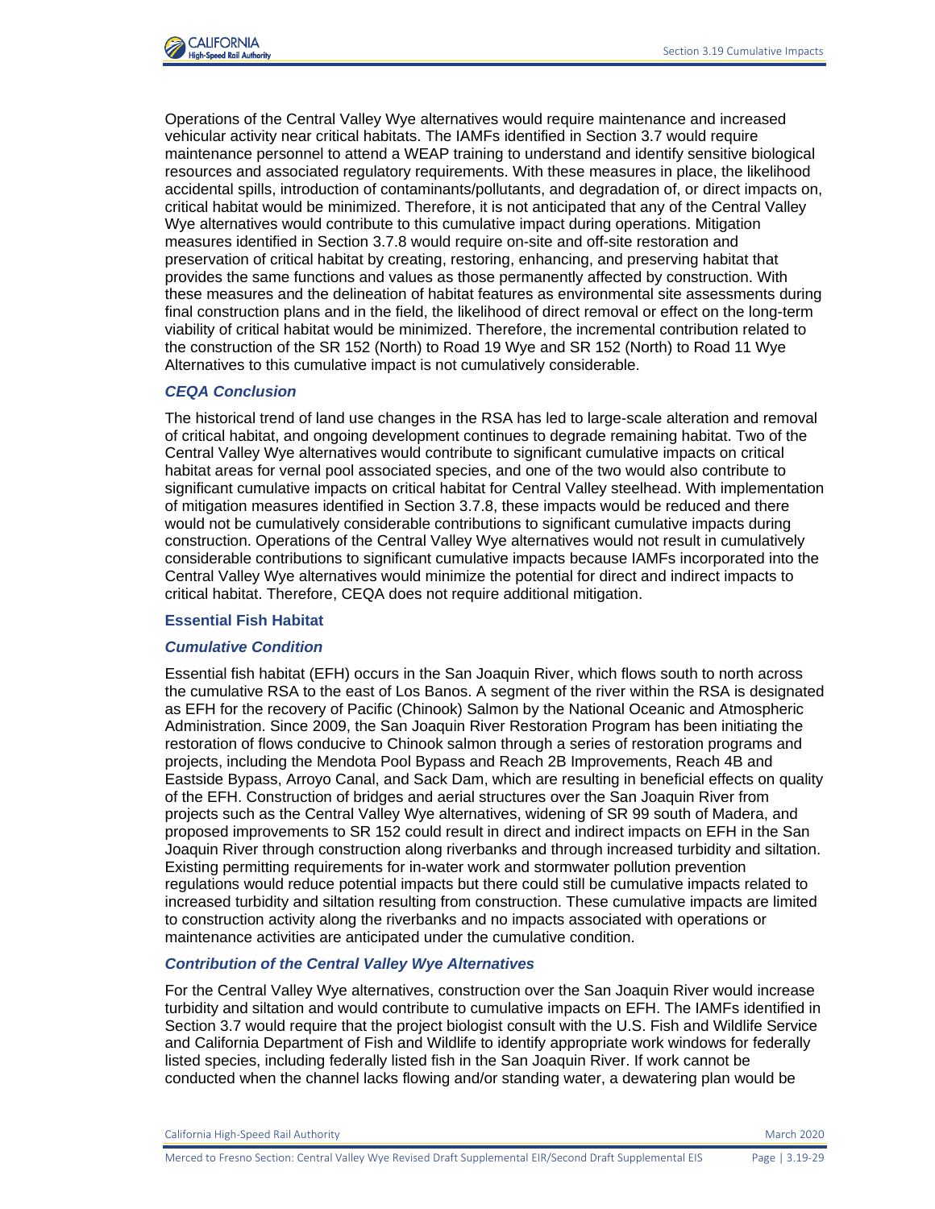Operations of the Central Valley Wye alternatives would require maintenance and increased vehicular activity near critical habitats. The IAMFs identified in Section 3.7 would require maintenance personnel to attend a WEAP training to understand and identify sensitive biological resources and associated regulatory requirements. With these measures in place, the likelihood accidental spills, introduction of contaminants/pollutants, and degradation of, or direct impacts on, critical habitat would be minimized. Therefore, it is not anticipated that any of the Central Valley Wye alternatives would contribute to this cumulative impact during operations. Mitigation measures identified in Section 3.7.8 would require on-site and off-site restoration and preservation of critical habitat by creating, restoring, enhancing, and preserving habitat that provides the same functions and values as those permanently affected by construction. With these measures and the delineation of habitat features as environmental site assessments during final construction plans and in the field, the likelihood of direct removal or effect on the long-term viability of critical habitat would be minimized. Therefore, the incremental contribution related to the construction of the SR 152 (North) to Road 19 Wye and SR 152 (North) to Road 11 Wye Alternatives to this cumulative impact is not cumulatively considerable.

#### *CEQA Conclusion*

The historical trend of land use changes in the RSA has led to large-scale alteration and removal of critical habitat, and ongoing development continues to degrade remaining habitat. Two of the Central Valley Wye alternatives would contribute to significant cumulative impacts on critical habitat areas for vernal pool associated species, and one of the two would also contribute to significant cumulative impacts on critical habitat for Central Valley steelhead. With implementation of mitigation measures identified in Section 3.7.8, these impacts would be reduced and there would not be cumulatively considerable contributions to significant cumulative impacts during construction. Operations of the Central Valley Wye alternatives would not result in cumulatively considerable contributions to significant cumulative impacts because IAMFs incorporated into the Central Valley Wye alternatives would minimize the potential for direct and indirect impacts to critical habitat. Therefore, CEQA does not require additional mitigation.

### Essential Fish Habitat

#### *Cumulative Condition*

Essential fish habitat (EFH) occurs in the San Joaquin River, which flows south to north across the cumulative RSA to the east of Los Banos. A segment of the river within the RSA is designated as EFH for the recovery of Pacific (Chinook) Salmon by the National Oceanic and Atmospheric Administration. Since 2009, the San Joaquin River Restoration Program has been initiating the restoration of flows conducive to Chinook salmon through a series of restoration programs and projects, including the Mendota Pool Bypass and Reach 2B Improvements, Reach 4B and Eastside Bypass, Arroyo Canal, and Sack Dam, which are resulting in beneficial effects on quality of the EFH. Construction of bridges and aerial structures over the San Joaquin River from projects such as the Central Valley Wye alternatives, widening of SR 99 south of Madera, and proposed improvements to SR 152 could result in direct and indirect impacts on EFH in the San Joaquin River through construction along riverbanks and through increased turbidity and siltation. Existing permitting requirements for in-water work and stormwater pollution prevention regulations would reduce potential impacts but there could still be cumulative impacts related to increased turbidity and siltation resulting from construction. These cumulative impacts are limited to construction activity along the riverbanks and no impacts associated with operations or maintenance activities are anticipated under the cumulative condition.

#### *Contribution of the Central Valley Wye Alternatives*

For the Central Valley Wye alternatives, construction over the San Joaquin River would increase turbidity and siltation and would contribute to cumulative impacts on EFH. The IAMFs identified in Section 3.7 would require that the project biologist consult with the U.S. Fish and Wildlife Service and California Department of Fish and Wildlife to identify appropriate work windows for federally listed species, including federally listed fish in the San Joaquin River. If work cannot be conducted when the channel lacks flowing and/or standing water, a dewatering plan would be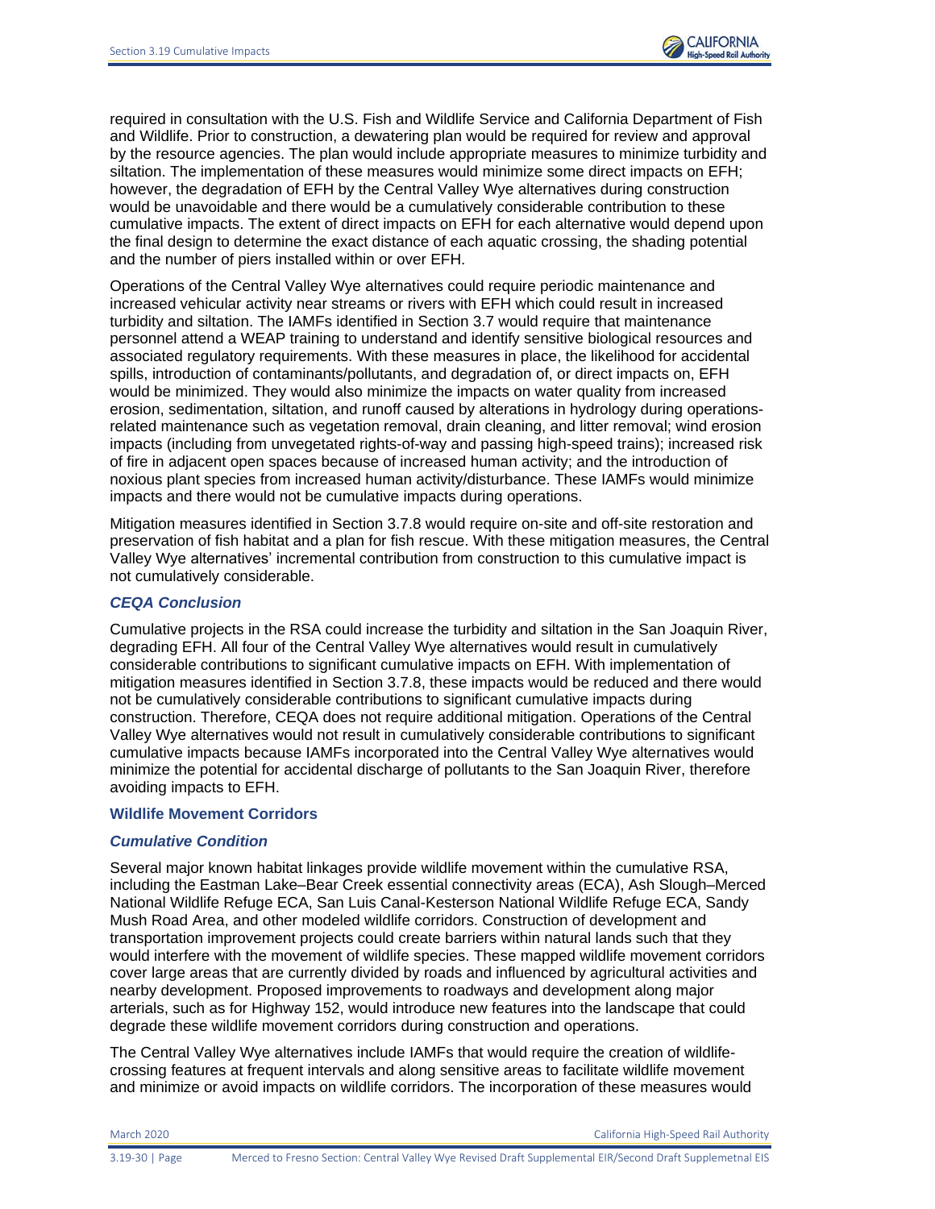required in consultation with the U.S. Fish and Wildlife Service and California Department of Fish and Wildlife. Prior to construction, a dewatering plan would be required for review and approval by the resource agencies. The plan would include appropriate measures to minimize turbidity and siltation. The implementation of these measures would minimize some direct impacts on EFH; however, the degradation of EFH by the Central Valley Wye alternatives during construction would be unavoidable and there would be a cumulatively considerable contribution to these cumulative impacts. The extent of direct impacts on EFH for each alternative would depend upon the final design to determine the exact distance of each aquatic crossing, the shading potential and the number of piers installed within or over EFH.

Operations of the Central Valley Wye alternatives could require periodic maintenance and increased vehicular activity near streams or rivers with EFH which could result in increased turbidity and siltation. The IAMFs identified in Section 3.7 would require that maintenance personnel attend a WEAP training to understand and identify sensitive biological resources and associated regulatory requirements. With these measures in place, the likelihood for accidental spills, introduction of contaminants/pollutants, and degradation of, or direct impacts on, EFH would be minimized. They would also minimize the impacts on water quality from increased erosion, sedimentation, siltation, and runoff caused by alterations in hydrology during operations-related maintenance such as vegetation removal, drain cleaning, and litter removal; wind erosion impacts (including from unvegetated rights-of-way and passing high-speed trains); increased risk of fire in adjacent open spaces because of increased human activity; and the introduction of noxious plant species from increased human activity/disturbance. These IAMFs would minimize impacts and there would not be cumulative impacts during operations.

Mitigation measures identified in Section 3.7.8 would require on-site and off-site restoration and preservation of fish habitat and a plan for fish rescue. With these mitigation measures, the Central Valley Wye alternatives' incremental contribution from construction to this cumulative impact is not cumulatively considerable.

#### *CEQA Conclusion*

Cumulative projects in the RSA could increase the turbidity and siltation in the San Joaquin River, degrading EFH. All four of the Central Valley Wye alternatives would result in cumulatively considerable contributions to significant cumulative impacts on EFH. With implementation of mitigation measures identified in Section 3.7.8, these impacts would be reduced and there would not be cumulatively considerable contributions to significant cumulative impacts during construction. Therefore, CEQA does not require additional mitigation. Operations of the Central Valley Wye alternatives would not result in cumulatively considerable contributions to significant cumulative impacts because IAMFs incorporated into the Central Valley Wye alternatives would minimize the potential for accidental discharge of pollutants to the San Joaquin River, therefore avoiding impacts to EFH.

### Wildlife Movement Corridors

#### *Cumulative Condition*

Several major known habitat linkages provide wildlife movement within the cumulative RSA, including the Eastman Lake–Bear Creek essential connectivity areas (ECA), Ash Slough–Merced National Wildlife Refuge ECA, San Luis Canal-Kesterson National Wildlife Refuge ECA, Sandy Mush Road Area, and other modeled wildlife corridors. Construction of development and transportation improvement projects could create barriers within natural lands such that they would interfere with the movement of wildlife species. These mapped wildlife movement corridors cover large areas that are currently divided by roads and influenced by agricultural activities and nearby development. Proposed improvements to roadways and development along major arterials, such as for Highway 152, would introduce new features into the landscape that could degrade these wildlife movement corridors during construction and operations.

The Central Valley Wye alternatives include IAMFs that would require the creation of wildlife-crossing features at frequent intervals and along sensitive areas to facilitate wildlife movement and minimize or avoid impacts on wildlife corridors. The incorporation of these measures would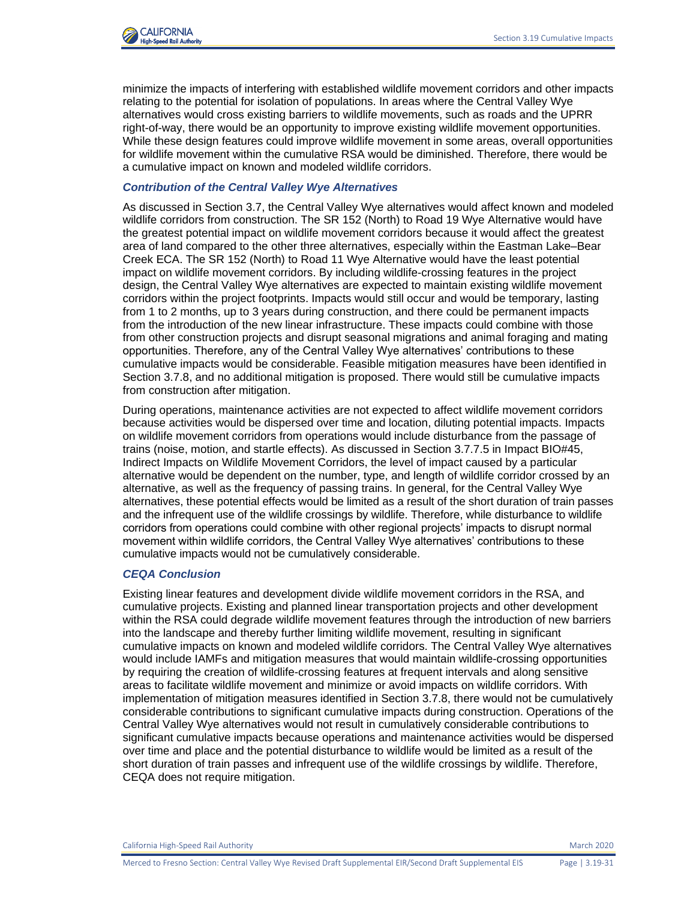minimize the impacts of interfering with established wildlife movement corridors and other impacts relating to the potential for isolation of populations. In areas where the Central Valley Wye alternatives would cross existing barriers to wildlife movements, such as roads and the UPRR right-of-way, there would be an opportunity to improve existing wildlife movement opportunities. While these design features could improve wildlife movement in some areas, overall opportunities for wildlife movement within the cumulative RSA would be diminished. Therefore, there would be a cumulative impact on known and modeled wildlife corridors.

### *Contribution of the Central Valley Wye Alternatives*

As discussed in Section 3.7, the Central Valley Wye alternatives would affect known and modeled wildlife corridors from construction. The SR 152 (North) to Road 19 Wye Alternative would have the greatest potential impact on wildlife movement corridors because it would affect the greatest area of land compared to the other three alternatives, especially within the Eastman Lake–Bear Creek ECA. The SR 152 (North) to Road 11 Wye Alternative would have the least potential impact on wildlife movement corridors. By including wildlife-crossing features in the project design, the Central Valley Wye alternatives are expected to maintain existing wildlife movement corridors within the project footprints. Impacts would still occur and would be temporary, lasting from 1 to 2 months, up to 3 years during construction, and there could be permanent impacts from the introduction of the new linear infrastructure. These impacts could combine with those from other construction projects and disrupt seasonal migrations and animal foraging and mating opportunities. Therefore, any of the Central Valley Wye alternatives' contributions to these cumulative impacts would be considerable. Feasible mitigation measures have been identified in Section 3.7.8, and no additional mitigation is proposed. There would still be cumulative impacts from construction after mitigation.

During operations, maintenance activities are not expected to affect wildlife movement corridors because activities would be dispersed over time and location, diluting potential impacts. Impacts on wildlife movement corridors from operations would include disturbance from the passage of trains (noise, motion, and startle effects). As discussed in Section 3.7.7.5 in Impact BIO#45, Indirect Impacts on Wildlife Movement Corridors, the level of impact caused by a particular alternative would be dependent on the number, type, and length of wildlife corridor crossed by an alternative, as well as the frequency of passing trains. In general, for the Central Valley Wye alternatives, these potential effects would be limited as a result of the short duration of train passes and the infrequent use of the wildlife crossings by wildlife. Therefore, while disturbance to wildlife corridors from operations could combine with other regional projects' impacts to disrupt normal movement within wildlife corridors, the Central Valley Wye alternatives' contributions to these cumulative impacts would not be cumulatively considerable.

### *CEQA Conclusion*

Existing linear features and development divide wildlife movement corridors in the RSA, and cumulative projects. Existing and planned linear transportation projects and other development within the RSA could degrade wildlife movement features through the introduction of new barriers into the landscape and thereby further limiting wildlife movement, resulting in significant cumulative impacts on known and modeled wildlife corridors. The Central Valley Wye alternatives would include IAMFs and mitigation measures that would maintain wildlife-crossing opportunities by requiring the creation of wildlife-crossing features at frequent intervals and along sensitive areas to facilitate wildlife movement and minimize or avoid impacts on wildlife corridors. With implementation of mitigation measures identified in Section 3.7.8, there would not be cumulatively considerable contributions to significant cumulative impacts during construction. Operations of the Central Valley Wye alternatives would not result in cumulatively considerable contributions to significant cumulative impacts because operations and maintenance activities would be dispersed over time and place and the potential disturbance to wildlife would be limited as a result of the short duration of train passes and infrequent use of the wildlife crossings by wildlife. Therefore, CEQA does not require mitigation.